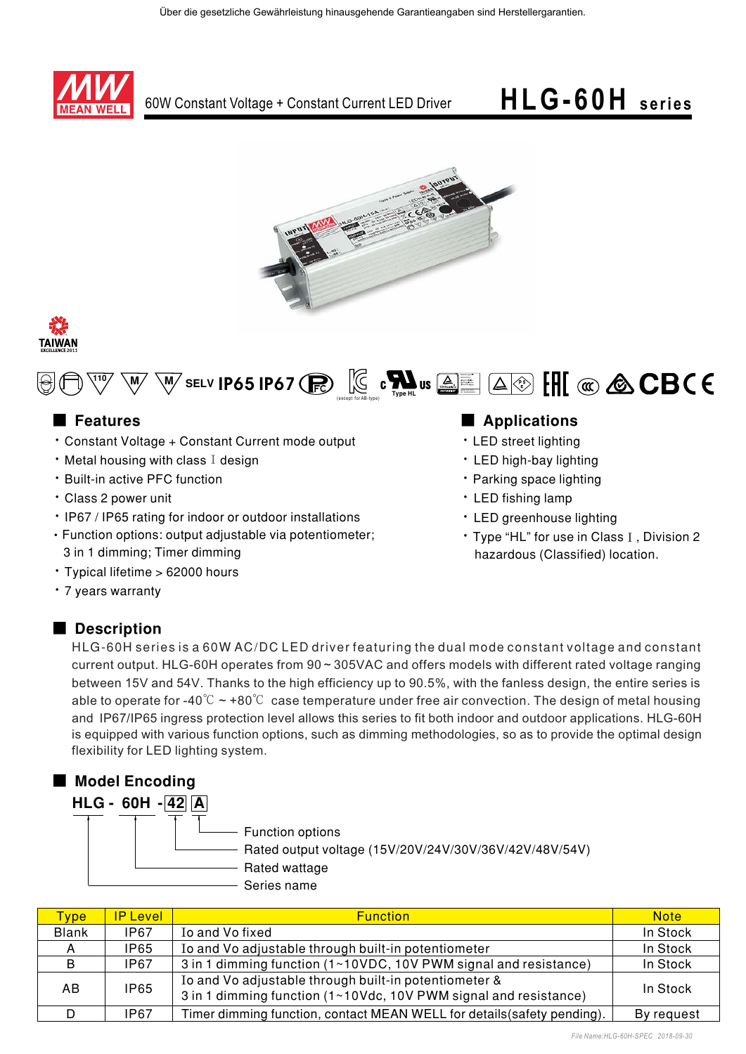Über die gesetzliche Gewährleistung hinausgehende Garantieangaben sind Herstellergarantien.

# 60W Constant Voltage + Constant Current LED Driver — HLG-60H series

SELV IP65 IP67

## Features

- Constant Voltage + Constant Current mode output
- Metal housing with class Ⅰ design
- Built-in active PFC function
- Class 2 power unit
- IP67 / IP65 rating for indoor or outdoor installations
- Function options: output adjustable via potentiometer; 3 in 1 dimming; Timer dimming
- Typical lifetime > 62000 hours
- 7 years warranty

## Applications

- LED street lighting
- LED high-bay lighting
- Parking space lighting
- LED fishing lamp
- LED greenhouse lighting
- Type "HL" for use in Class Ⅰ, Division 2 hazardous (Classified) location.

## Description

HLG-60H series is a 60W AC/DC LED driver featuring the dual mode constant voltage and constant current output. HLG-60H operates from 90 ~ 305VAC and offers models with different rated voltage ranging between 15V and 54V. Thanks to the high efficiency up to 90.5%, with the fanless design, the entire series is able to operate for -40℃ ~ +80℃ case temperature under free air convection. The design of metal housing and IP67/IP65 ingress protection level allows this series to fit both indoor and outdoor applications. HLG-60H is equipped with various function options, such as dimming methodologies, so as to provide the optimal design flexibility for LED lighting system.

## Model Encoding

**HLG - 60H - 42 A**

- A: Function options
- 42: Rated output voltage (15V/20V/24V/30V/36V/42V/48V/54V)
- 60H: Rated wattage
- HLG: Series name

| Type | IP Level | Function | Note |
|---|---|---|---|
| Blank | IP67 | Io and Vo fixed | In Stock |
| A | IP65 | Io and Vo adjustable through built-in potentiometer | In Stock |
| B | IP67 | 3 in 1 dimming function (1~10VDC, 10V PWM signal and resistance) | In Stock |
| AB | IP65 | Io and Vo adjustable through built-in potentiometer & 3 in 1 dimming function (1~10Vdc, 10V PWM signal and resistance) | In Stock |
| D | IP67 | Timer dimming function, contact MEAN WELL for details(safety pending). | By request |

File Name:HLG-60H-SPEC 2018-09-30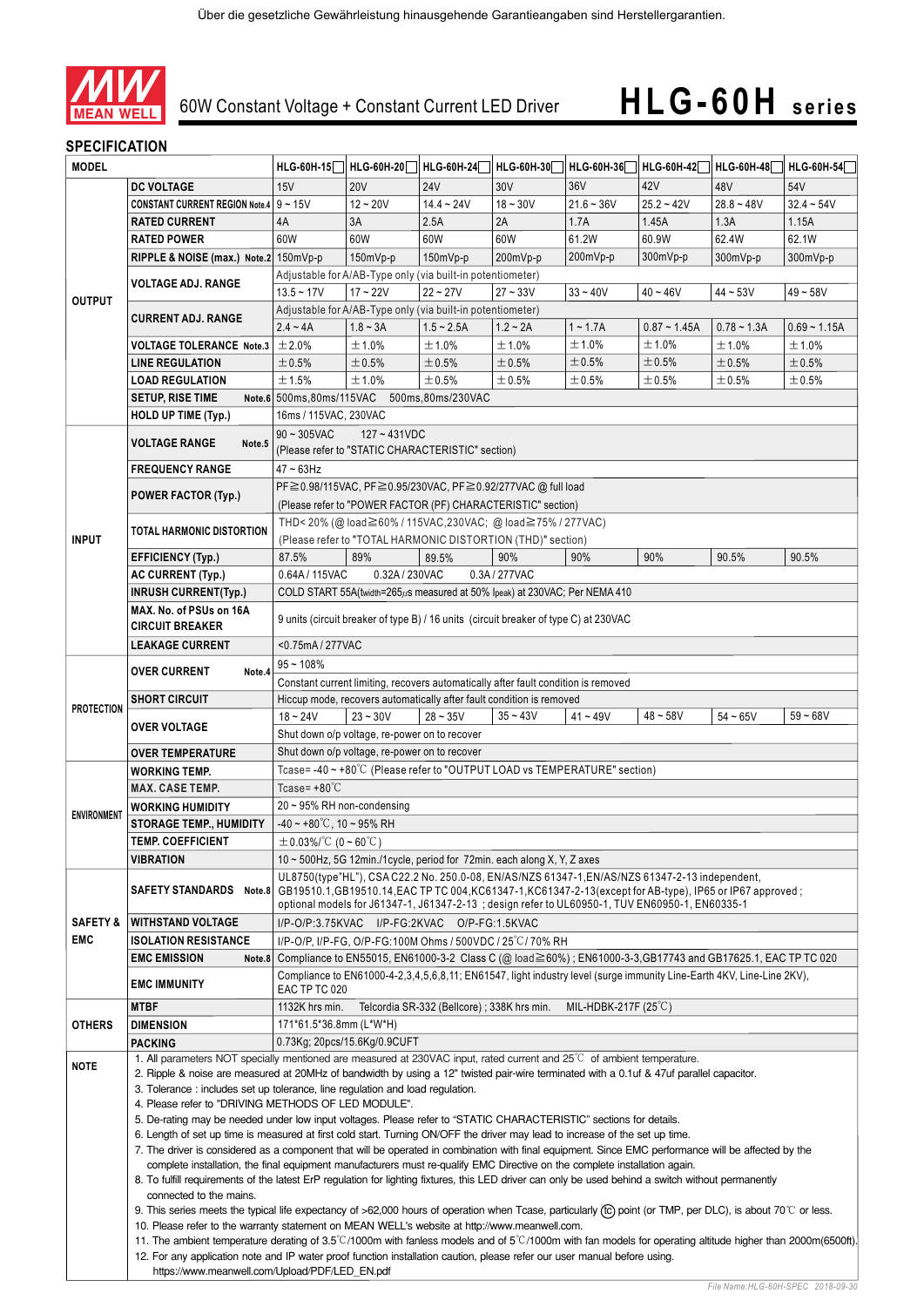Über die gesetzliche Gewährleistung hinausgehende Garantieangaben sind Herstellergarantien.

MEAN WELL

60W Constant Voltage + Constant Current LED Driver

# HLG-60H series

## SPECIFICATION

| MODEL | | HLG-60H-15☐ | HLG-60H-20☐ | HLG-60H-24☐ | HLG-60H-30☐ | HLG-60H-36☐ | HLG-60H-42☐ | HLG-60H-48☐ | HLG-60H-54☐ |
|---|---|---|---|---|---|---|---|---|---|
| OUTPUT | DC VOLTAGE | 15V | 20V | 24V | 30V | 36V | 42V | 48V | 54V |
| | CONSTANT CURRENT REGION Note.4 | 9 ~ 15V | 12 ~ 20V | 14.4 ~ 24V | 18 ~ 30V | 21.6 ~ 36V | 25.2 ~ 42V | 28.8 ~ 48V | 32.4 ~ 54V |
| | RATED CURRENT | 4A | 3A | 2.5A | 2A | 1.7A | 1.45A | 1.3A | 1.15A |
| | RATED POWER | 60W | 60W | 60W | 60W | 61.2W | 60.9W | 62.4W | 62.1W |
| | RIPPLE & NOISE (max.) Note.2 | 150mVp-p | 150mVp-p | 150mVp-p | 200mVp-p | 200mVp-p | 300mVp-p | 300mVp-p | 300mVp-p |
| | VOLTAGE ADJ. RANGE | Adjustable for A/AB-Type only (via built-in potentiometer) | | | | | | | |
| | | 13.5 ~ 17V | 17 ~ 22V | 22 ~ 27V | 27 ~ 33V | 33 ~ 40V | 40 ~ 46V | 44 ~ 53V | 49 ~ 58V |
| | CURRENT ADJ. RANGE | Adjustable for A/AB-Type only (via built-in potentiometer) | | | | | | | |
| | | 2.4 ~ 4A | 1.8 ~ 3A | 1.5 ~ 2.5A | 1.2 ~ 2A | 1 ~ 1.7A | 0.87 ~ 1.45A | 0.78 ~ 1.3A | 0.69 ~ 1.15A |
| | VOLTAGE TOLERANCE Note.3 | ±2.0% | ±1.0% | ±1.0% | ±1.0% | ±1.0% | ±1.0% | ±1.0% | ±1.0% |
| | LINE REGULATION | ±0.5% | ±0.5% | ±0.5% | ±0.5% | ±0.5% | ±0.5% | ±0.5% | ±0.5% |
| | LOAD REGULATION | ±1.5% | ±1.0% | ±0.5% | ±0.5% | ±0.5% | ±0.5% | ±0.5% | ±0.5% |
| | SETUP, RISE TIME Note.6 | 500ms,80ms/115VAC 500ms,80ms/230VAC | | | | | | | |
| | HOLD UP TIME (Typ.) | 16ms / 115VAC, 230VAC | | | | | | | |
| INPUT | VOLTAGE RANGE Note.5 | 90 ~ 305VAC 127 ~ 431VDC (Please refer to "STATIC CHARACTERISTIC" section) | | | | | | | |
| | FREQUENCY RANGE | 47 ~ 63Hz | | | | | | | |
| | POWER FACTOR (Typ.) | PF≧0.98/115VAC, PF≧0.95/230VAC, PF≧0.92/277VAC @ full load (Please refer to "POWER FACTOR (PF) CHARACTERISTIC" section) | | | | | | | |
| | TOTAL HARMONIC DISTORTION | THD< 20% (@ load≧60% / 115VAC,230VAC; @ load≧75% / 277VAC) (Please refer to "TOTAL HARMONIC DISTORTION (THD)" section) | | | | | | | |
| | EFFICIENCY (Typ.) | 87.5% | 89% | 89.5% | 90% | 90% | 90% | 90.5% | 90.5% |
| | AC CURRENT (Typ.) | 0.64A / 115VAC 0.32A / 230VAC 0.3A / 277VAC | | | | | | | |
| | INRUSH CURRENT(Typ.) | COLD START 55A(twidth=265μs measured at 50% Ipeak) at 230VAC; Per NEMA 410 | | | | | | | |
| | MAX. No. of PSUs on 16A CIRCUIT BREAKER | 9 units (circuit breaker of type B) / 16 units (circuit breaker of type C) at 230VAC | | | | | | | |
| | LEAKAGE CURRENT | <0.75mA / 277VAC | | | | | | | |
| PROTECTION | OVER CURRENT Note.4 | 95 ~ 108% | | | | | | | |
| | | Constant current limiting, recovers automatically after fault condition is removed | | | | | | | |
| | SHORT CIRCUIT | Hiccup mode, recovers automatically after fault condition is removed | | | | | | | |
| | OVER VOLTAGE | 18 ~ 24V | 23 ~ 30V | 28 ~ 35V | 35 ~ 43V | 41 ~ 49V | 48 ~ 58V | 54 ~ 65V | 59 ~ 68V |
| | | Shut down o/p voltage, re-power on to recover | | | | | | | |
| | OVER TEMPERATURE | Shut down o/p voltage, re-power on to recover | | | | | | | |
| ENVIRONMENT | WORKING TEMP. | Tcase= -40 ~ +80℃ (Please refer to "OUTPUT LOAD vs TEMPERATURE" section) | | | | | | | |
| | MAX. CASE TEMP. | Tcase= +80℃ | | | | | | | |
| | WORKING HUMIDITY | 20 ~ 95% RH non-condensing | | | | | | | |
| | STORAGE TEMP., HUMIDITY | -40 ~ +80℃, 10 ~ 95% RH | | | | | | | |
| | TEMP. COEFFICIENT | ±0.03%/℃ (0 ~ 60℃) | | | | | | | |
| | VIBRATION | 10 ~ 500Hz, 5G 12min./1cycle, period for 72min. each along X, Y, Z axes | | | | | | | |
| SAFETY & EMC | SAFETY STANDARDS Note.8 | UL8750(type"HL"), CSA C22.2 No. 250.0-08, EN/AS/NZS 61347-1,EN/AS/NZS 61347-2-13 independent, GB19510.1,GB19510.14,EAC TP TC 004,KC61347-1,KC61347-2-13(except for AB-type), IP65 or IP67 approved ; optional models for J61347-1, J61347-2-13 ; design refer to UL60950-1, TUV EN60950-1, EN60335-1 | | | | | | | |
| | WITHSTAND VOLTAGE | I/P-O/P:3.75KVAC I/P-FG:2KVAC O/P-FG:1.5KVAC | | | | | | | |
| | ISOLATION RESISTANCE | I/P-O/P, I/P-FG, O/P-FG:100M Ohms / 500VDC / 25℃/ 70% RH | | | | | | | |
| | EMC EMISSION Note.8 | Compliance to EN55015, EN61000-3-2 Class C (@ load≧60%) ; EN61000-3-3,GB17743 and GB17625.1, EAC TP TC 020 | | | | | | | |
| | EMC IMMUNITY | Compliance to EN61000-4-2,3,4,5,6,8,11; EN61547, light industry level (surge immunity Line-Earth 4KV, Line-Line 2KV), EAC TP TC 020 | | | | | | | |
| OTHERS | MTBF | 1132K hrs min. Telcordia SR-332 (Bellcore) ; 338K hrs min. MIL-HDBK-217F (25℃) | | | | | | | |
| | DIMENSION | 171*61.5*36.8mm (L*W*H) | | | | | | | |
| | PACKING | 0.73Kg; 20pcs/15.6Kg/0.9CUFT | | | | | | | |

**NOTE**

1. All parameters NOT specially mentioned are measured at 230VAC input, rated current and 25℃ of ambient temperature.
2. Ripple & noise are measured at 20MHz of bandwidth by using a 12" twisted pair-wire terminated with a 0.1uf & 47uf parallel capacitor.
3. Tolerance : includes set up tolerance, line regulation and load regulation.
4. Please refer to "DRIVING METHODS OF LED MODULE".
5. De-rating may be needed under low input voltages. Please refer to "STATIC CHARACTERISTIC" sections for details.
6. Length of set up time is measured at first cold start. Turning ON/OFF the driver may lead to increase of the set up time.
7. The driver is considered as a component that will be operated in combination with final equipment. Since EMC performance will be affected by the complete installation, the final equipment manufacturers must re-qualify EMC Directive on the complete installation again.
8. To fulfill requirements of the latest ErP regulation for lighting fixtures, this LED driver can only be used behind a switch without permanently connected to the mains.
9. This series meets the typical life expectancy of >62,000 hours of operation when Tcase, particularly (tc) point (or TMP, per DLC), is about 70℃ or less.
10. Please refer to the warranty statement on MEAN WELL's website at http://www.meanwell.com.
11. The ambient temperature derating of 3.5℃/1000m with fanless models and of 5℃/1000m with fan models for operating altitude higher than 2000m(6500ft).
12. For any application note and IP water proof function installation caution, please refer our user manual before using. https://www.meanwell.com/Upload/PDF/LED_EN.pdf

File Name:HLG-60H-SPEC 2018-09-30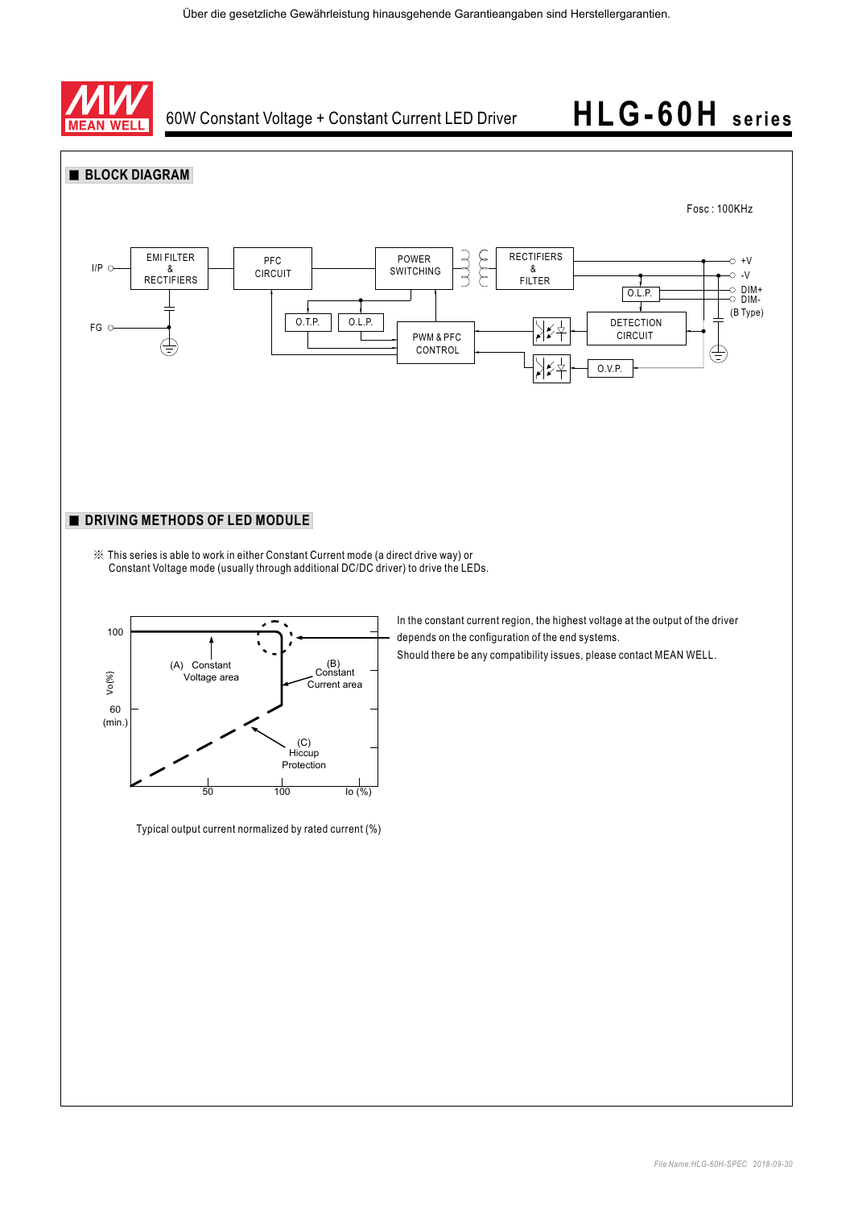Über die gesetzliche Gewährleistung hinausgehende Garantieangaben sind Herstellergarantien.

60W Constant Voltage + Constant Current LED Driver

# HLG-60H series

## ■ BLOCK DIAGRAM

Fosc : 100KHz

I/P, FG, EMI FILTER & RECTIFIERS, PFC CIRCUIT, POWER SWITCHING, RECTIFIERS & FILTER, +V, -V, O.L.P., DIM+, DIM- (B Type), DETECTION CIRCUIT, O.T.P., O.L.P., PWM & PFC CONTROL, O.V.P.

## ■ DRIVING METHODS OF LED MODULE

※ This series is able to work in either Constant Current mode (a direct drive way) or Constant Voltage mode (usually through additional DC/DC driver) to drive the LEDs.

Vo(%): 100, 60 (min.); Io (%): 50, 100

(A) Constant Voltage area

(B) Constant Current area

(C) Hiccup Protection

Typical output current normalized by rated current (%)

In the constant current region, the highest voltage at the output of the driver depends on the configuration of the end systems.

Should there be any compatibility issues, please contact MEAN WELL.

File Name:HLG-60H-SPEC 2018-09-30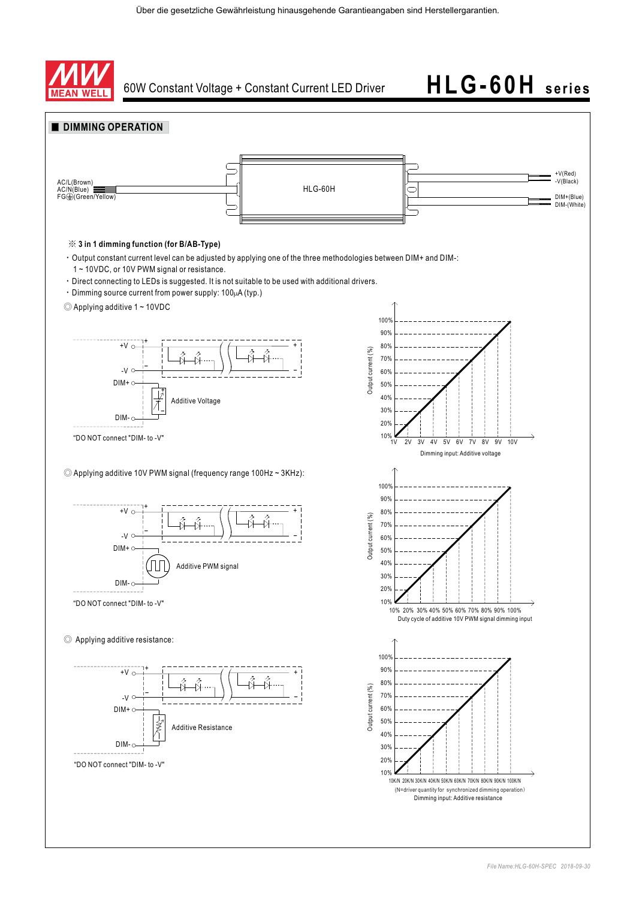Über die gesetzliche Gewährleistung hinausgehende Garantieangaben sind Herstellergarantien.

# 60W Constant Voltage + Constant Current LED Driver — HLG-60H series

## DIMMING OPERATION

AC/L(Brown)
AC/N(Blue)
FG⏚(Green/Yellow)

HLG-60H

+V(Red)
-V(Black)
DIM+(Blue)
DIM-(White)

※ **3 in 1 dimming function (for B/AB-Type)**

- Output constant current level can be adjusted by applying one of the three methodologies between DIM+ and DIM-: 1 ~ 10VDC, or 10V PWM signal or resistance.
- Direct connecting to LEDs is suggested. It is not suitable to be used with additional drivers.
- Dimming source current from power supply: 100μA (typ.)

◎ Applying additive 1 ~ 10VDC

+V, -V, DIM+, DIM-

Additive Voltage

"DO NOT connect "DIM- to -V"

Output current (%): 10%–100%

1V 2V 3V 4V 5V 6V 7V 8V 9V 10V

Dimming input: Additive voltage

◎ Applying additive 10V PWM signal (frequency range 100Hz ~ 3KHz):

+V, -V, DIM+, DIM-

Additive PWM signal

"DO NOT connect "DIM- to -V"

Output current (%): 10%–100%

10% 20% 30% 40% 50% 60% 70% 80% 90% 100%

Duty cycle of additive 10V PWM signal dimming input

◎ Applying additive resistance:

+V, -V, DIM+, DIM-

Additive Resistance

"DO NOT connect "DIM- to -V"

Output current (%): 10%–100%

10K/N 20K/N 30K/N 40K/N 50K/N 60K/N 70K/N 80K/N 90K/N 100K/N

(N=driver quantity for synchronized dimming operation)

Dimming input: Additive resistance

File Name:HLG-60H-SPEC 2018-09-30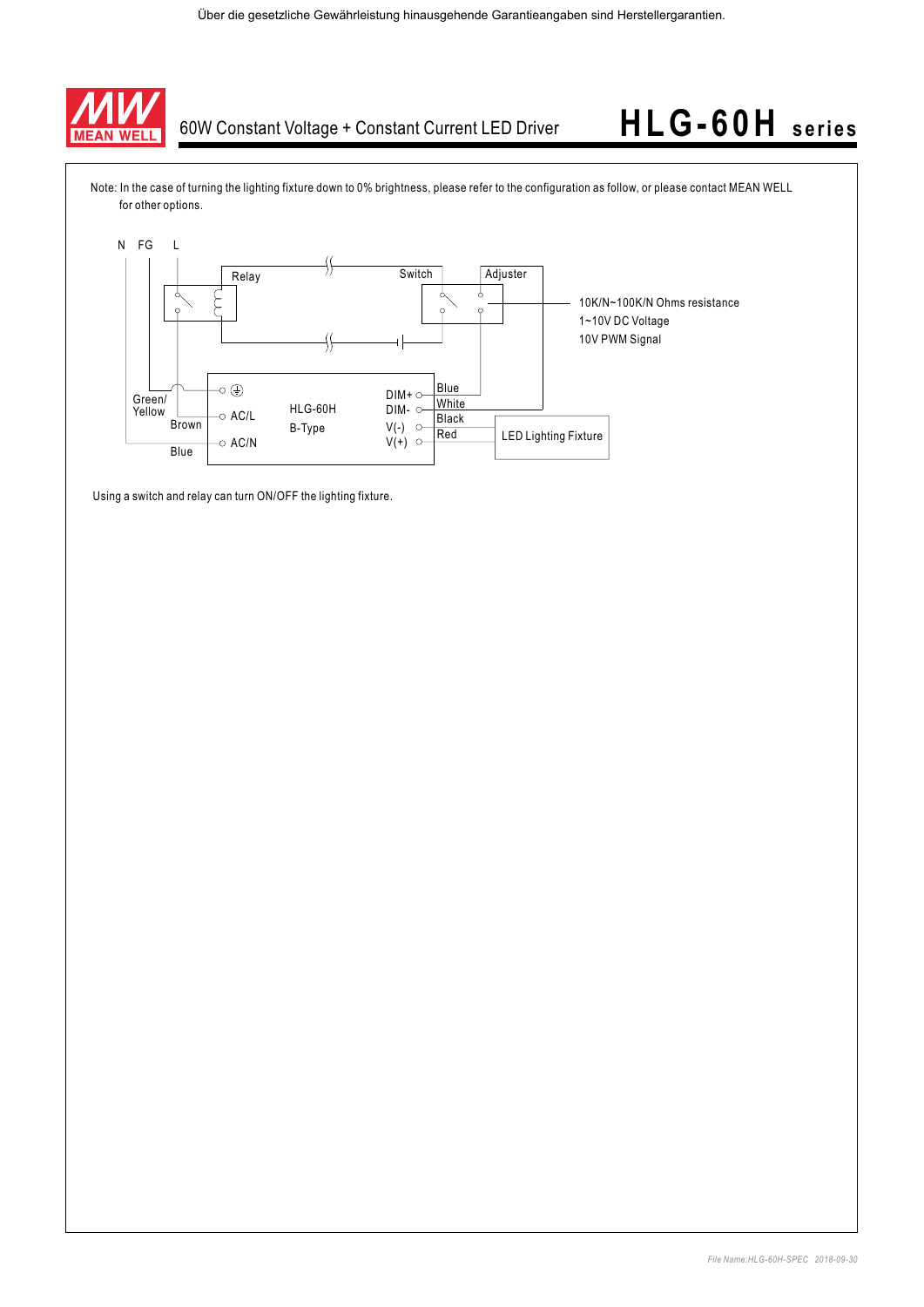Über die gesetzliche Gewährleistung hinausgehende Garantieangaben sind Herstellergarantien.

# 60W Constant Voltage + Constant Current LED Driver — HLG-60H series

Note: In the case of turning the lighting fixture down to 0% brightness, please refer to the configuration as follow, or please contact MEAN WELL for other options.

N FG L

Relay

Switch

Adjuster

10K/N~100K/N Ohms resistance
1~10V DC Voltage
10V PWM Signal

Green/Yellow

Brown

Blue

AC/L

AC/N

HLG-60H
B-Type

DIM+ — Blue
DIM- — White
V(-) — Black
V(+) — Red

LED Lighting Fixture

Using a switch and relay can turn ON/OFF the lighting fixture.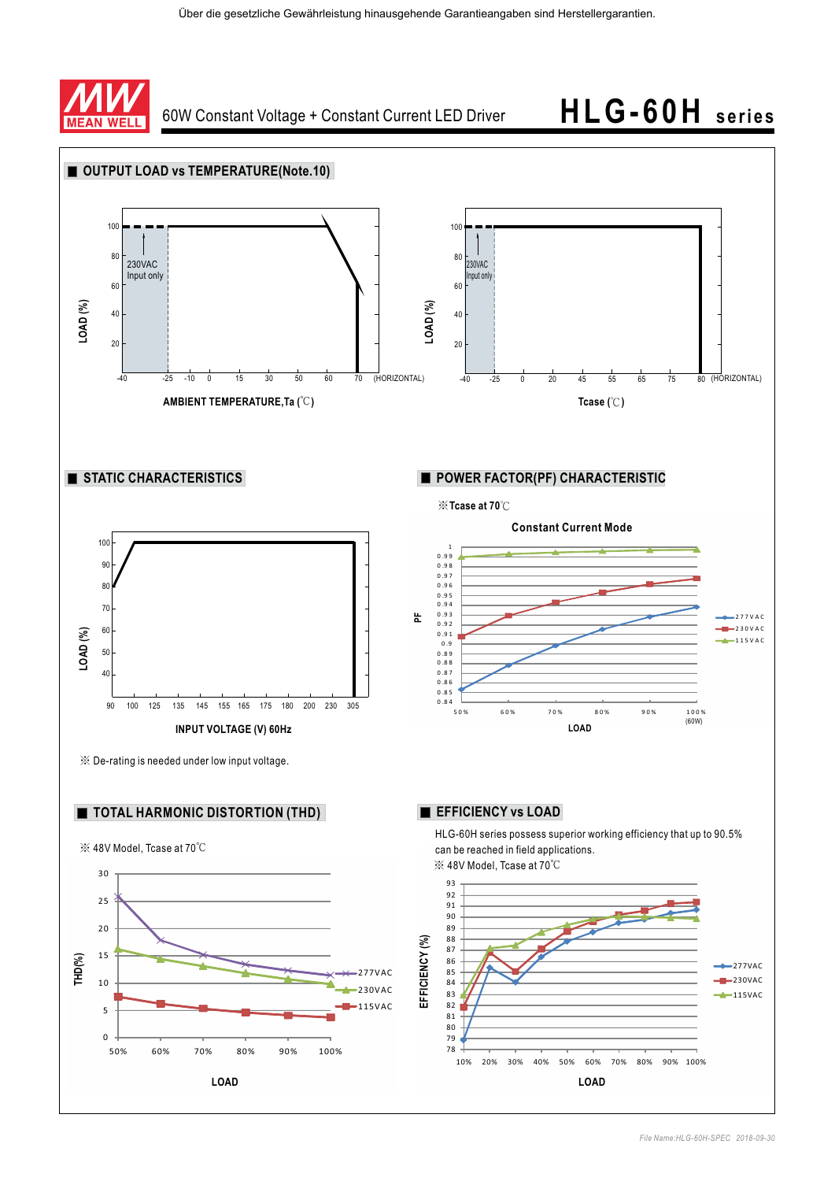Über die gesetzliche Gewährleistung hinausgehende Garantieangaben sind Herstellergarantien.

MEAN WELL

60W Constant Voltage + Constant Current LED Driver

# HLG-60H series

## ■ OUTPUT LOAD vs TEMPERATURE(Note.10)

LOAD (%)

100, 80, 60, 40, 20

230VAC Input only

-40, -25, -10, 0, 15, 30, 50, 60, 70 (HORIZONTAL)

AMBIENT TEMPERATURE,Ta (℃)

LOAD (%)

100, 80, 60, 40, 20

230VAC Input only

-40, -25, 0, 20, 45, 55, 65, 75, 80 (HORIZONTAL)

Tcase (℃)

## ■ STATIC CHARACTERISTICS

LOAD (%)

100, 90, 80, 70, 60, 50, 40

90, 100, 125, 135, 145, 155, 165, 175, 180, 200, 230, 305

INPUT VOLTAGE (V) 60Hz

※ De-rating is needed under low input voltage.

## ■ POWER FACTOR(PF) CHARACTERISTIC

※Tcase at 70℃

Constant Current Mode

PF

1, 0.99, 0.98, 0.97, 0.96, 0.95, 0.94, 0.93, 0.92, 0.91, 0.9, 0.89, 0.88, 0.87, 0.86, 0.85, 0.84

50%, 60%, 70%, 80%, 90%, 100% (60W)

LOAD

277VAC, 230VAC, 115VAC

## ■ TOTAL HARMONIC DISTORTION (THD)

※ 48V Model, Tcase at 70℃

THD(%)

30, 25, 20, 15, 10, 5, 0

50%, 60%, 70%, 80%, 90%, 100%

LOAD

277VAC, 230VAC, 115VAC

## ■ EFFICIENCY vs LOAD

HLG-60H series possess superior working efficiency that up to 90.5% can be reached in field applications.

※ 48V Model, Tcase at 70℃

EFFICIENCY (%)

93, 92, 91, 90, 89, 88, 87, 86, 85, 84, 83, 82, 81, 80, 79, 78

10%, 20%, 30%, 40%, 50%, 60%, 70%, 80%, 90%, 100%

LOAD

277VAC, 230VAC, 115VAC

File Name:HLG-60H-SPEC 2018-09-30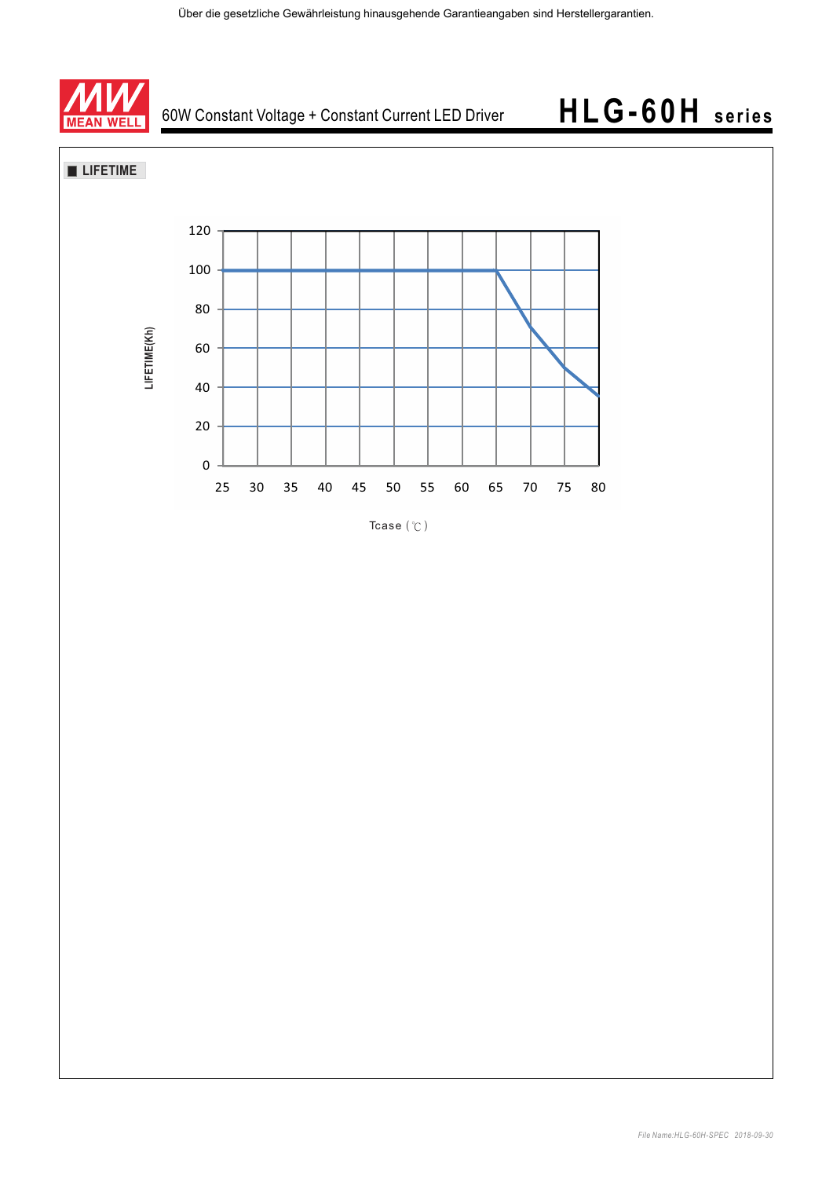Über die gesetzliche Gewährleistung hinausgehende Garantieangaben sind Herstellergarantien.

# 60W Constant Voltage + Constant Current LED Driver — HLG-60H series

## ■ LIFETIME

LIFETIME(Kh)

120
100
80
60
40
20
0

25 30 35 40 45 50 55 60 65 70 75 80

Tcase (℃)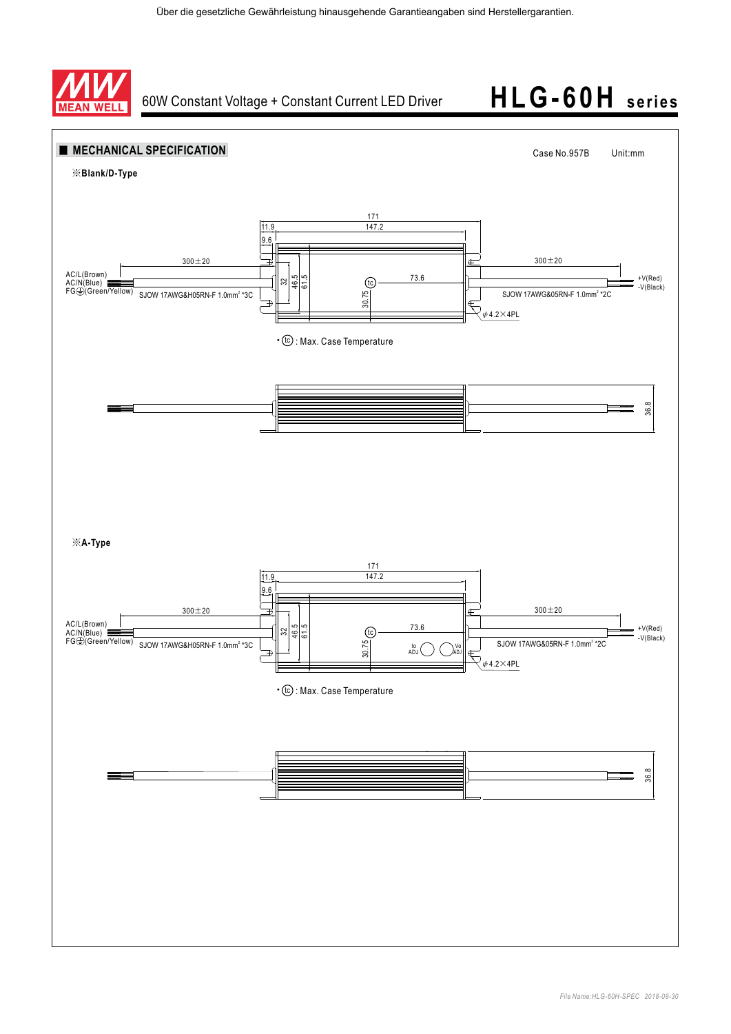Über die gesetzliche Gewährleistung hinausgehende Garantieangaben sind Herstellergarantien.

60W Constant Voltage + Constant Current LED Driver

# HLG-60H series

## MECHANICAL SPECIFICATION

Case No.957B Unit:mm

※**Blank/D-Type**

171
11.9 147.2
9.6
300±20 300±20
AC/L(Brown)
AC/N(Blue)
FG⏚(Green/Yellow)
SJOW 17AWG&H05RN-F 1.0mm² *3C
32 46.5 61.5
tc 73.6
30.75
+V(Red)
-V(Black)
SJOW 17AWG&05RN-F 1.0mm² *2C
ϕ4.2×4PL

• tc : Max. Case Temperature

36.8

※**A-Type**

171
11.9 147.2
9.6
300±20 300±20
AC/L(Brown)
AC/N(Blue)
FG⏚(Green/Yellow)
SJOW 17AWG&H05RN-F 1.0mm² *3C
32 46.5 61.5
tc 73.6
30.75
Io ADJ Vo ADJ
+V(Red)
-V(Black)
SJOW 17AWG&05RN-F 1.0mm² *2C
ϕ4.2×4PL

• tc : Max. Case Temperature

36.8

File Name:HLG-60H-SPEC 2018-09-30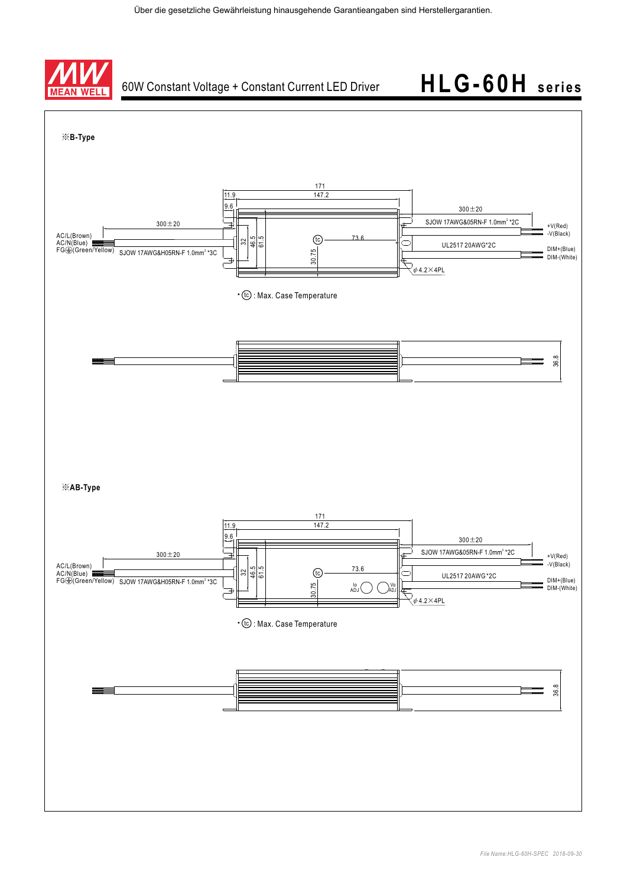Über die gesetzliche Gewährleistung hinausgehende Garantieangaben sind Herstellergarantien.

60W Constant Voltage + Constant Current LED Driver

# HLG-60H series

※**B-Type**

171
11.9
147.2
9.6
300±20
300±20
SJOW 17AWG&05RN-F 1.0mm² *2C
+V(Red)
-V(Black)
AC/L(Brown)
AC/N(Blue)
FG⏚(Green/Yellow)
SJOW 17AWG&H05RN-F 1.0mm² *3C
32
46.5
61.5
tc
73.6
30.75
UL2517 20AWG*2C
DIM+(Blue)
DIM-(White)
φ 4.2×4PL

• tc : Max. Case Temperature

36.8

※**AB-Type**

171
11.9
147.2
9.6
300±20
300±20
SJOW 17AWG&05RN-F 1.0mm² *2C
+V(Red)
-V(Black)
AC/L(Brown)
AC/N(Blue)
FG⏚(Green/Yellow)
SJOW 17AWG&H05RN-F 1.0mm² *3C
32
46.5
61.5
tc
73.6
30.75
Io ADJ
Vo ADJ
UL2517 20AWG*2C
DIM+(Blue)
DIM-(White)
φ 4.2×4PL

• tc : Max. Case Temperature

36.8

*File Name:HLG-60H-SPEC 2018-09-30*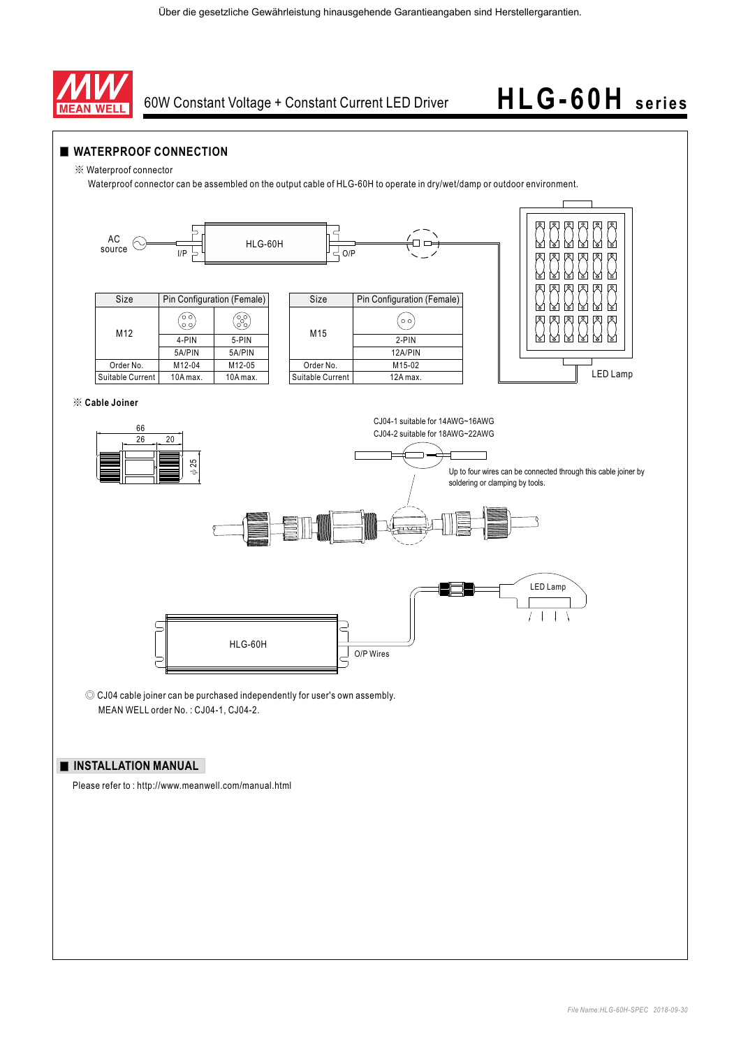Über die gesetzliche Gewährleistung hinausgehende Garantieangaben sind Herstellergarantien.

60W Constant Voltage + Constant Current LED Driver

# HLG-60H series

## WATERPROOF CONNECTION

※ Waterproof connector

Waterproof connector can be assembled on the output cable of HLG-60H to operate in dry/wet/damp or outdoor environment.

AC source

I/P

HLG-60H

O/P

LED Lamp

| Size | Pin Configuration (Female) | |
|---|---|---|
| M12 | 4-PIN | 5-PIN |
| | 5A/PIN | 5A/PIN |
| Order No. | M12-04 | M12-05 |
| Suitable Current | 10A max. | 10A max. |

| Size | Pin Configuration (Female) |
|---|---|
| M15 | 2-PIN |
| | 12A/PIN |
| Order No. | M15-02 |
| Suitable Current | 12A max. |

※ **Cable Joiner**

66

26

20

ϕ25

CJ04-1 suitable for 14AWG~16AWG

CJ04-2 suitable for 18AWG~22AWG

Up to four wires can be connected through this cable joiner by soldering or clamping by tools.

LED Lamp

HLG-60H

O/P Wires

◎ CJ04 cable joiner can be purchased independently for user's own assembly.
MEAN WELL order No. : CJ04-1, CJ04-2.

## INSTALLATION MANUAL

Please refer to : http://www.meanwell.com/manual.html